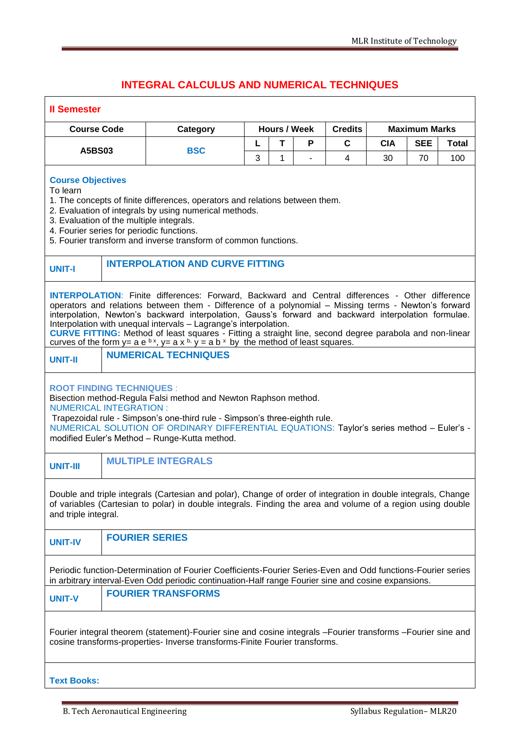# INTEGRAL CALCULUS AND NUMERICAL TECHNIQUES

## II Semester

| Course Code | Category | Hours / Week | | | Credits | Maximum Marks | | |
|---|---|---|---|---|---|---|---|---|
| | | L | T | P | C | CIA | SEE | Total |
| A5BS03 | BSC | 3 | 1 | - | 4 | 30 | 70 | 100 |

**Course Objectives**

To learn

1. The concepts of finite differences, operators and relations between them.
2. Evaluation of integrals by using numerical methods.
3. Evaluation of the multiple integrals.
4. Fourier series for periodic functions.
5. Fourier transform and inverse transform of common functions.

### UNIT-I INTERPOLATION AND CURVE FITTING

**INTERPOLATION**: Finite differences: Forward, Backward and Central differences - Other difference operators and relations between them - Difference of a polynomial – Missing terms - Newton's forward interpolation, Newton's backward interpolation, Gauss's forward and backward interpolation formulae. Interpolation with unequal intervals – Lagrange's interpolation.

**CURVE FITTING:** Method of least squares - Fitting a straight line, second degree parabola and non-linear curves of the form $y = a e^{bx}$, $y = a x^{b}$, $y = a b^{x}$ by the method of least squares.

### UNIT-II NUMERICAL TECHNIQUES

ROOT FINDING TECHNIQUES :

Bisection method-Regula Falsi method and Newton Raphson method.

NUMERICAL INTEGRATION :

Trapezoidal rule - Simpson's one-third rule - Simpson's three-eighth rule.

NUMERICAL SOLUTION OF ORDINARY DIFFERENTIAL EQUATIONS: Taylor's series method – Euler's - modified Euler's Method – Runge-Kutta method.

### UNIT-III MULTIPLE INTEGRALS

Double and triple integrals (Cartesian and polar), Change of order of integration in double integrals, Change of variables (Cartesian to polar) in double integrals. Finding the area and volume of a region using double and triple integral.

### UNIT-IV FOURIER SERIES

Periodic function-Determination of Fourier Coefficients-Fourier Series-Even and Odd functions-Fourier series in arbitrary interval-Even Odd periodic continuation-Half range Fourier sine and cosine expansions.

### UNIT-V FOURIER TRANSFORMS

Fourier integral theorem (statement)-Fourier sine and cosine integrals –Fourier transforms –Fourier sine and cosine transforms-properties- Inverse transforms-Finite Fourier transforms.

**Text Books:**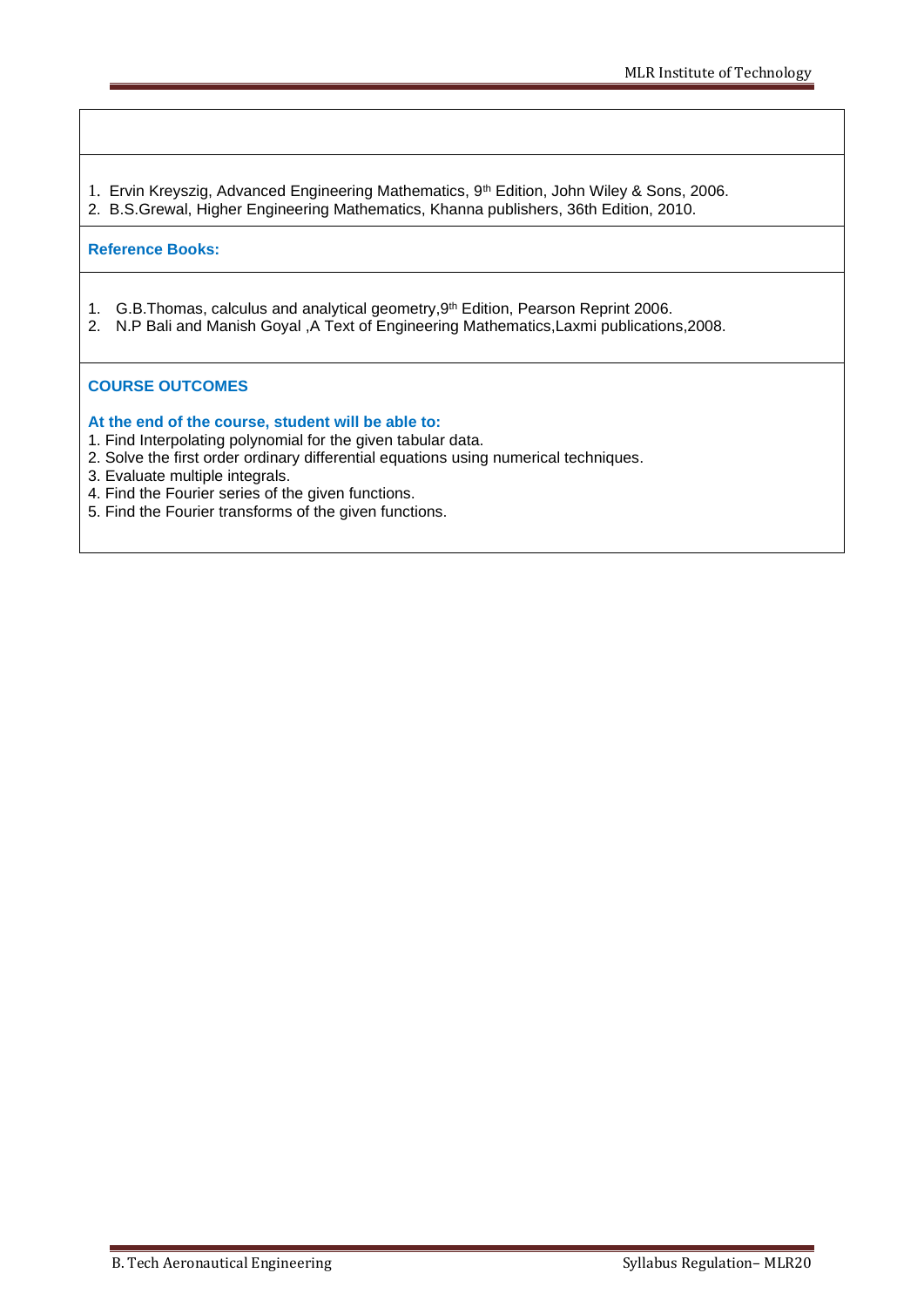1. Ervin Kreyszig, Advanced Engineering Mathematics, 9th Edition, John Wiley & Sons, 2006.
2. B.S.Grewal, Higher Engineering Mathematics, Khanna publishers, 36th Edition, 2010.

**Reference Books:**

1. G.B.Thomas, calculus and analytical geometry,9th Edition, Pearson Reprint 2006.
2. N.P Bali and Manish Goyal ,A Text of Engineering Mathematics,Laxmi publications,2008.

**COURSE OUTCOMES**

**At the end of the course, student will be able to:**

1. Find Interpolating polynomial for the given tabular data.
2. Solve the first order ordinary differential equations using numerical techniques.
3. Evaluate multiple integrals.
4. Find the Fourier series of the given functions.
5. Find the Fourier transforms of the given functions.